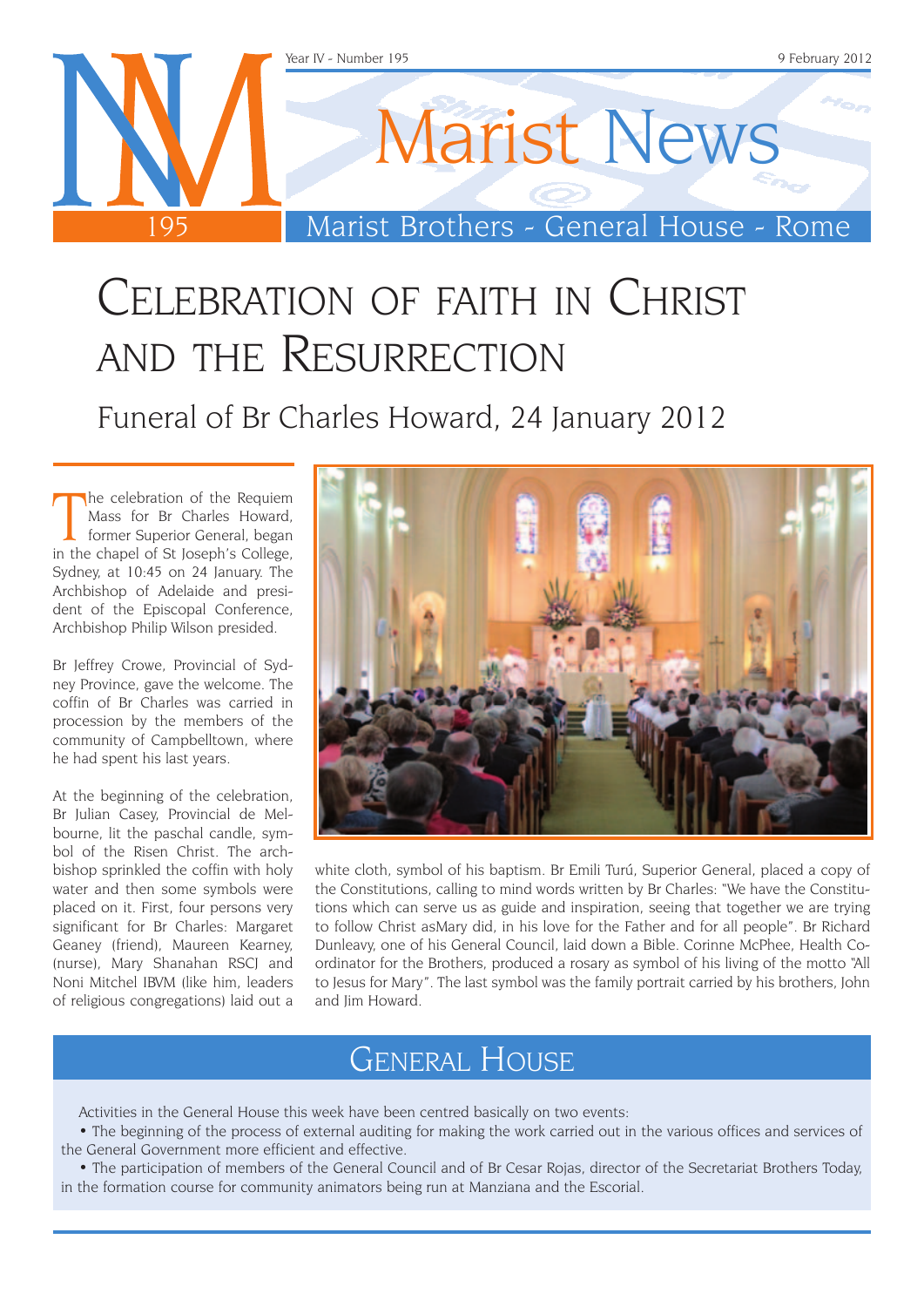# Marist News

Marist Brothers - General House - Rome

Year IV - Number 195 — 9 February 2012

# Celebration of faith in Christ and the Resurrection

## Funeral of Br Charles Howard, 24 January 2012

The celebration of the Requiem Mass for Br Charles Howard, former Superior General, began in the chapel of St Joseph's College, Sydney, at 10:45 on 24 January. The Archbishop of Adelaide and president of the Episcopal Conference, Archbishop Philip Wilson presided.

Br Jeffrey Crowe, Provincial of Sydney Province, gave the welcome. The coffin of Br Charles was carried in procession by the members of the community of Campbelltown, where he had spent his last years.

At the beginning of the celebration, Br Julian Casey, Provincial de Melbourne, lit the paschal candle, symbol of the Risen Christ. The archbishop sprinkled the coffin with holy water and then some symbols were placed on it. First, four persons very significant for Br Charles: Margaret Geaney (friend), Maureen Kearney, (nurse), Mary Shanahan RSCJ and Noni Mitchel IBVM (like him, leaders of religious congregations) laid out a white cloth, symbol of his baptism. Br Emili Turú, Superior General, placed a copy of the Constitutions, calling to mind words written by Br Charles: "We have the Constitutions which can serve us as guide and inspiration, seeing that together we are trying to follow Christ asMary did, in his love for the Father and for all people". Br Richard Dunleavy, one of his General Council, laid down a Bible. Corinne McPhee, Health Co-ordinator for the Brothers, produced a rosary as symbol of his living of the motto "All to Jesus for Mary". The last symbol was the family portrait carried by his brothers, John and Jim Howard.

## General House

Activities in the General House this week have been centred basically on two events:

- The beginning of the process of external auditing for making the work carried out in the various offices and services of the General Government more efficient and effective.
- The participation of members of the General Council and of Br Cesar Rojas, director of the Secretariat Brothers Today, in the formation course for community animators being run at Manziana and the Escorial.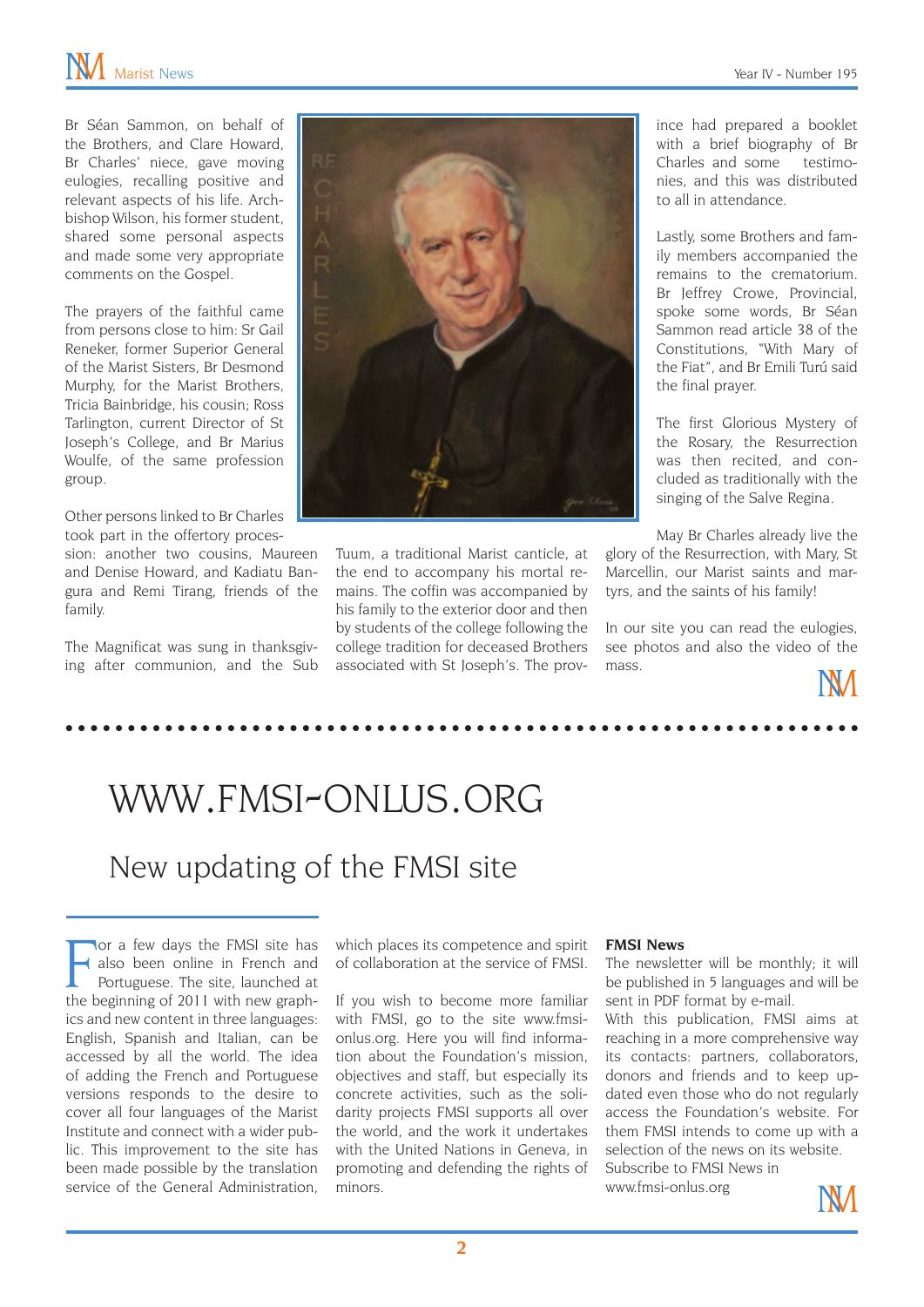Br Séan Sammon, on behalf of the Brothers, and Clare Howard, Br Charles' niece, gave moving eulogies, recalling positive and relevant aspects of his life. Archbishop Wilson, his former student, shared some personal aspects and made some very appropriate comments on the Gospel.

The prayers of the faithful came from persons close to him: Sr Gail Reneker, former Superior General of the Marist Sisters, Br Desmond Murphy, for the Marist Brothers, Tricia Bainbridge, his cousin; Ross Tarlington, current Director of St Joseph's College, and Br Marius Woulfe, of the same profession group.

Other persons linked to Br Charles took part in the offertory procession: another two cousins, Maureen and Denise Howard, and Kadiatu Bangura and Remi Tirang, friends of the family.

The Magnificat was sung in thanksgiving after communion, and the Sub Tuum, a traditional Marist canticle, at the end to accompany his mortal remains. The coffin was accompanied by his family to the exterior door and then by students of the college following the college tradition for deceased Brothers associated with St Joseph's. The province had prepared a booklet with a brief biography of Br Charles and some testimonies, and this was distributed to all in attendance.

Lastly, some Brothers and family members accompanied the remains to the crematorium. Br Jeffrey Crowe, Provincial, spoke some words, Br Séan Sammon read article 38 of the Constitutions, "With Mary of the Fiat", and Br Emili Turú said the final prayer.

The first Glorious Mystery of the Rosary, the Resurrection was then recited, and concluded as traditionally with the singing of the Salve Regina.

May Br Charles already live the glory of the Resurrection, with Mary, St Marcellin, our Marist saints and martyrs, and the saints of his family!

In our site you can read the eulogies, see photos and also the video of the mass.

# WWW.FMSI-ONLUS.ORG

## New updating of the FMSI site

For a few days the FMSI site has also been online in French and Portuguese. The site, launched at the beginning of 2011 with new graphics and new content in three languages: English, Spanish and Italian, can be accessed by all the world. The idea of adding the French and Portuguese versions responds to the desire to cover all four languages of the Marist Institute and connect with a wider public. This improvement to the site has been made possible by the translation service of the General Administration, which places its competence and spirit of collaboration at the service of FMSI.

If you wish to become more familiar with FMSI, go to the site www.fmsi-onlus.org. Here you will find information about the Foundation's mission, objectives and staff, but especially its concrete activities, such as the solidarity projects FMSI supports all over the world, and the work it undertakes with the United Nations in Geneva, in promoting and defending the rights of minors.

**FMSI News**

The newsletter will be monthly; it will be published in 5 languages and will be sent in PDF format by e-mail.
With this publication, FMSI aims at reaching in a more comprehensive way its contacts: partners, collaborators, donors and friends and to keep updated even those who do not regularly access the Foundation's website. For them FMSI intends to come up with a selection of the news on its website.
Subscribe to FMSI News in www.fmsi-onlus.org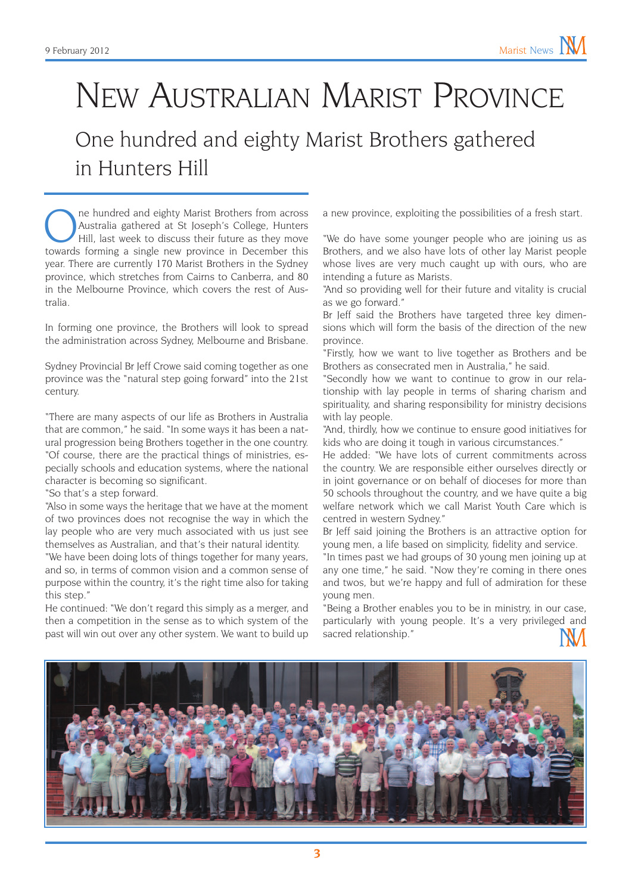# New Australian Marist Province

## One hundred and eighty Marist Brothers gathered in Hunters Hill

One hundred and eighty Marist Brothers from across Australia gathered at St Joseph's College, Hunters Hill, last week to discuss their future as they move towards forming a single new province in December this year. There are currently 170 Marist Brothers in the Sydney province, which stretches from Cairns to Canberra, and 80 in the Melbourne Province, which covers the rest of Australia.

In forming one province, the Brothers will look to spread the administration across Sydney, Melbourne and Brisbane.

Sydney Provincial Br Jeff Crowe said coming together as one province was the "natural step going forward" into the 21st century.

"There are many aspects of our life as Brothers in Australia that are common," he said. "In some ways it has been a natural progression being Brothers together in the one country. "Of course, there are the practical things of ministries, especially schools and education systems, where the national character is becoming so significant.

"So that's a step forward.

"Also in some ways the heritage that we have at the moment of two provinces does not recognise the way in which the lay people who are very much associated with us just see themselves as Australian, and that's their natural identity.

"We have been doing lots of things together for many years, and so, in terms of common vision and a common sense of purpose within the country, it's the right time also for taking this step."

He continued: "We don't regard this simply as a merger, and then a competition in the sense as to which system of the past will win out over any other system. We want to build up a new province, exploiting the possibilities of a fresh start.

"We do have some younger people who are joining us as Brothers, and we also have lots of other lay Marist people whose lives are very much caught up with ours, who are intending a future as Marists.

"And so providing well for their future and vitality is crucial as we go forward."

Br Jeff said the Brothers have targeted three key dimensions which will form the basis of the direction of the new province.

"Firstly, how we want to live together as Brothers and be Brothers as consecrated men in Australia," he said.

"Secondly how we want to continue to grow in our relationship with lay people in terms of sharing charism and spirituality, and sharing responsibility for ministry decisions with lay people.

"And, thirdly, how we continue to ensure good initiatives for kids who are doing it tough in various circumstances."

He added: "We have lots of current commitments across the country. We are responsible either ourselves directly or in joint governance or on behalf of dioceses for more than 50 schools throughout the country, and we have quite a big welfare network which we call Marist Youth Care which is centred in western Sydney."

Br Jeff said joining the Brothers is an attractive option for young men, a life based on simplicity, fidelity and service.

"In times past we had groups of 30 young men joining up at any one time," he said. "Now they're coming in there ones and twos, but we're happy and full of admiration for these young men.

"Being a Brother enables you to be in ministry, in our case, particularly with young people. It's a very privileged and sacred relationship."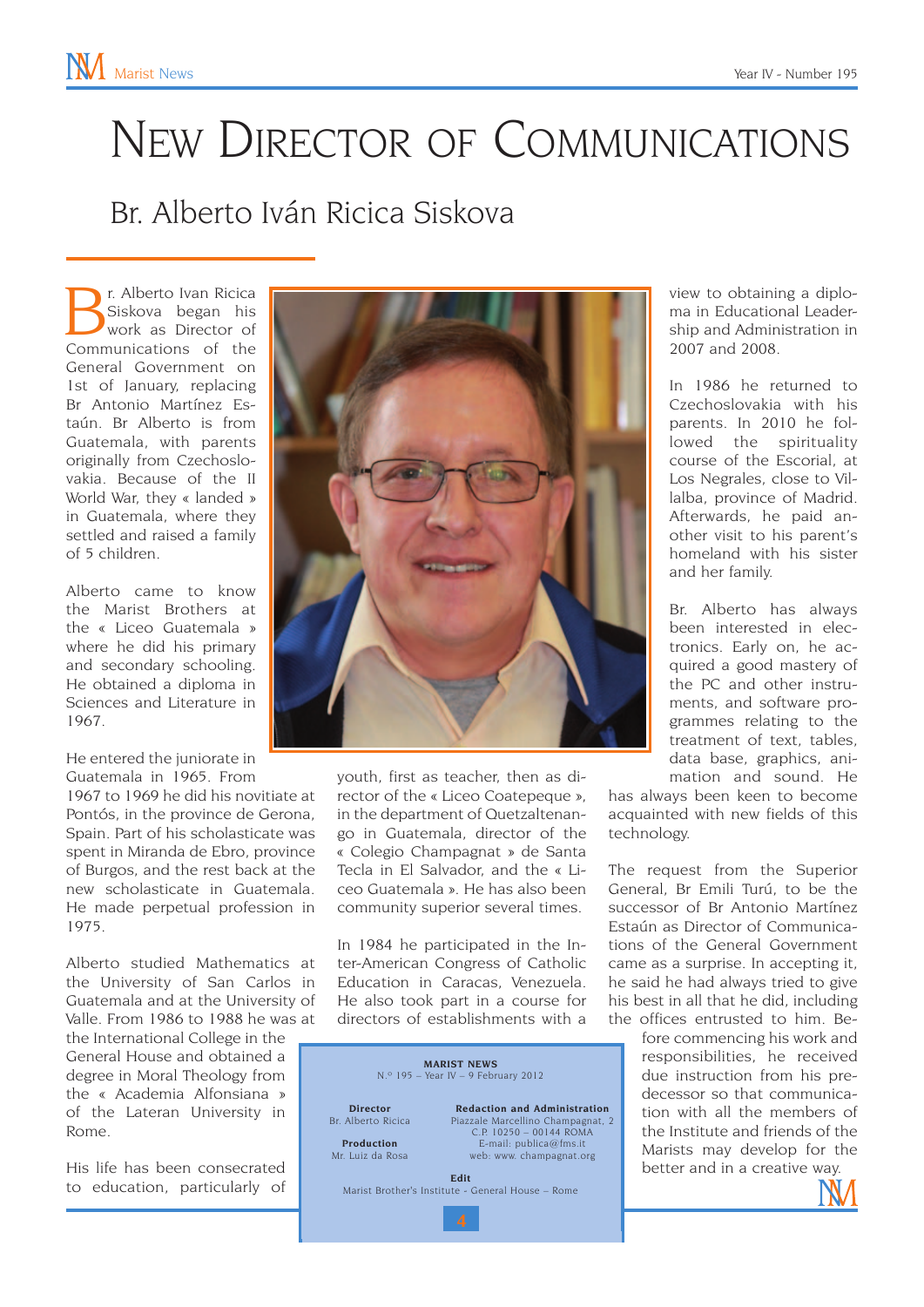# New Director of Communications

## Br. Alberto Iván Ricica Siskova

Br. Alberto Ivan Ricica Siskova began his work as Director of Communications of the General Government on 1st of January, replacing Br Antonio Martínez Estaún. Br Alberto is from Guatemala, with parents originally from Czechoslovakia. Because of the II World War, they « landed » in Guatemala, where they settled and raised a family of 5 children.

Alberto came to know the Marist Brothers at the « Liceo Guatemala » where he did his primary and secondary schooling. He obtained a diploma in Sciences and Literature in 1967.

He entered the juniorate in Guatemala in 1965. From 1967 to 1969 he did his novitiate at Pontós, in the province de Gerona, Spain. Part of his scholasticate was spent in Miranda de Ebro, province of Burgos, and the rest back at the new scholasticate in Guatemala. He made perpetual profession in 1975.

Alberto studied Mathematics at the University of San Carlos in Guatemala and at the University of Valle. From 1986 to 1988 he was at the International College in the General House and obtained a degree in Moral Theology from the « Academia Alfonsiana » of the Lateran University in Rome.

His life has been consecrated to education, particularly of youth, first as teacher, then as director of the « Liceo Coatepeque », in the department of Quetzaltenango in Guatemala, director of the « Colegio Champagnat » de Santa Tecla in El Salvador, and the « Liceo Guatemala ». He has also been community superior several times.

In 1984 he participated in the Inter-American Congress of Catholic Education in Caracas, Venezuela. He also took part in a course for directors of establishments with a view to obtaining a diploma in Educational Leadership and Administration in 2007 and 2008.

In 1986 he returned to Czechoslovakia with his parents. In 2010 he followed the spirituality course of the Escorial, at Los Negrales, close to Villalba, province of Madrid. Afterwards, he paid another visit to his parent's homeland with his sister and her family.

Br. Alberto has always been interested in electronics. Early on, he acquired a good mastery of the PC and other instruments, and software programmes relating to the treatment of text, tables, data base, graphics, animation and sound. He has always been keen to become acquainted with new fields of this technology.

The request from the Superior General, Br Emili Turú, to be the successor of Br Antonio Martínez Estaún as Director of Communications of the General Government came as a surprise. In accepting it, he said he had always tried to give his best in all that he did, including the offices entrusted to him. Before commencing his work and responsibilities, he received due instruction from his predecessor so that communication with all the members of the Institute and friends of the Marists may develop for the better and in a creative way.

---

**MARIST NEWS**
N.º 195 – Year IV – 9 February 2012

**Director**
Br. Alberto Ricica

**Production**
Mr. Luiz da Rosa

**Redaction and Administration**
Piazzale Marcellino Champagnat, 2
C.P. 10250 – 00144 ROMA
E-mail: publica@fms.it
web: www.champagnat.org

**Edit**
Marist Brother's Institute - General House – Rome